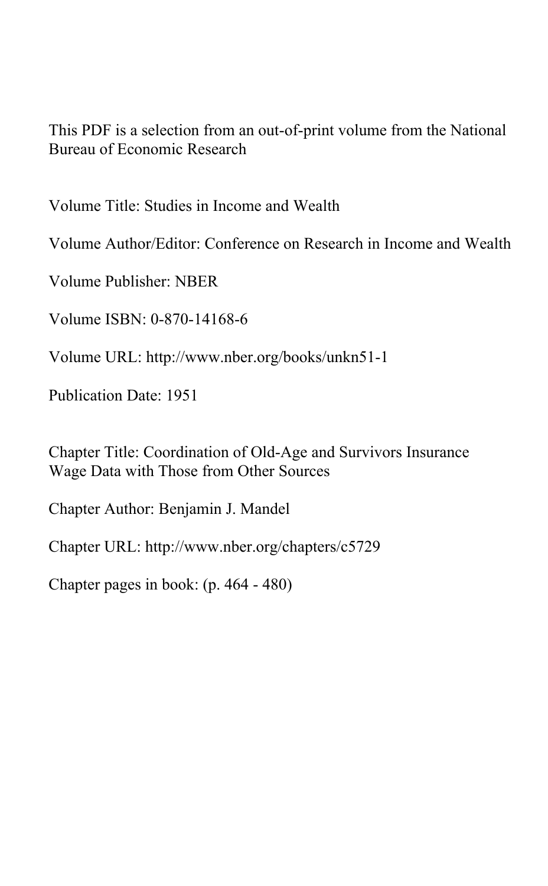This PDF is a selection from an out-of-print volume from the National Bureau of Economic Research

Volume Title: Studies in Income and Wealth

Volume Author/Editor: Conference on Research in Income and Wealth

Volume Publisher: NBER

Volume ISBN: 0-870-14168-6

Volume URL: http://www.nber.org/books/unkn51-1

Publication Date: 1951

Chapter Title: Coordination of Old-Age and Survivors Insurance Wage Data with Those from Other Sources

Chapter Author: Benjamin J. Mandel

Chapter URL: http://www.nber.org/chapters/c5729

Chapter pages in book: (p. 464 - 480)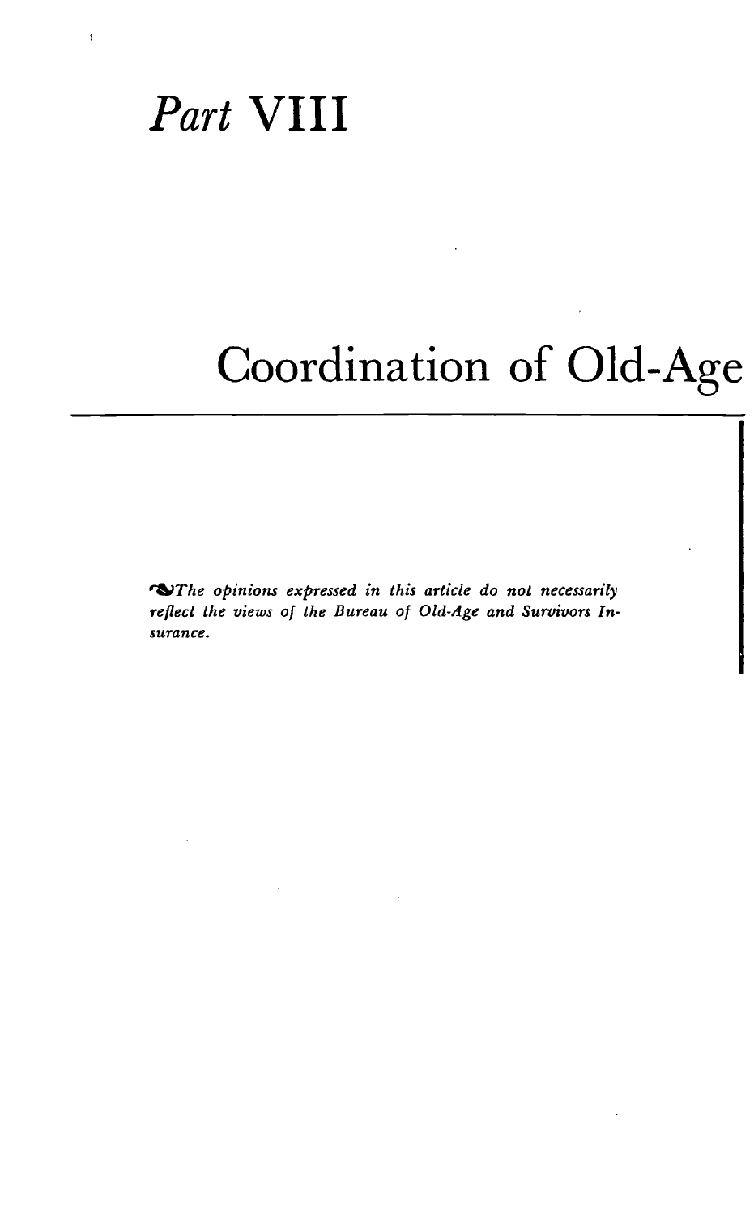# *Part* VIII

# Coordination of Old-Age

*The opinions expressed in this article do not necessarily reflect the views of the Bureau of Old-Age and Survivors Insurance.*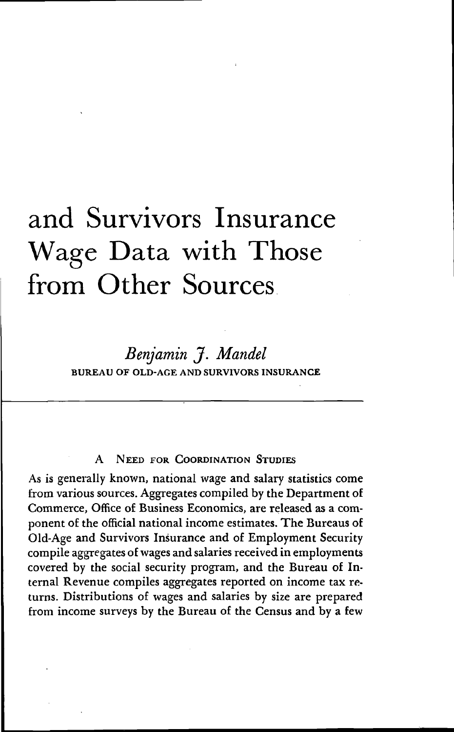# and Survivors Insurance Wage Data with Those from Other Sources

*Benjamin J. Mandel*

BUREAU OF OLD-AGE AND SURVIVORS INSURANCE

## A Need for Coordination Studies

As is generally known, national wage and salary statistics come from various sources. Aggregates compiled by the Department of Commerce, Office of Business Economics, are released as a component of the official national income estimates. The Bureaus of Old-Age and Survivors Insurance and of Employment Security compile aggregates of wages and salaries received in employments covered by the social security program, and the Bureau of Internal Revenue compiles aggregates reported on income tax returns. Distributions of wages and salaries by size are prepared from income surveys by the Bureau of the Census and by a few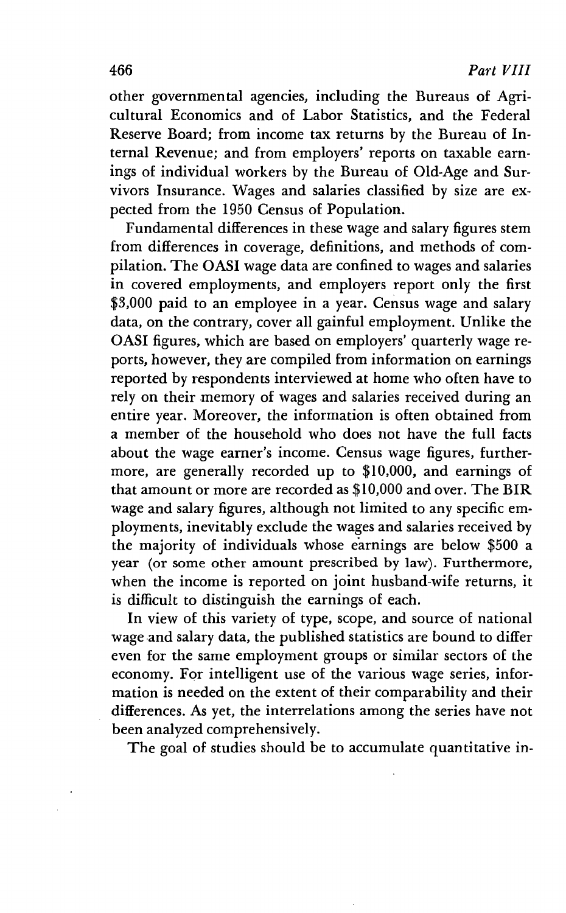other governmental agencies, including the Bureaus of Agricultural Economics and of Labor Statistics, and the Federal Reserve Board; from income tax returns by the Bureau of Internal Revenue; and from employers' reports on taxable earnings of individual workers by the Bureau of Old-Age and Survivors Insurance. Wages and salaries classified by size are expected from the 1950 Census of Population.

Fundamental differences in these wage and salary figures stem from differences in coverage, definitions, and methods of compilation. The OASI wage data are confined to wages and salaries in covered employments, and employers report only the first $3,000 paid to an employee in a year. Census wage and salary data, on the contrary, cover all gainful employment. Unlike the OASI figures, which are based on employers' quarterly wage reports, however, they are compiled from information on earnings reported by respondents interviewed at home who often have to rely on their memory of wages and salaries received during an entire year. Moreover, the information is often obtained from a member of the household who does not have the full facts about the wage earner's income. Census wage figures, furthermore, are generally recorded up to $10,000, and earnings of that amount or more are recorded as $10,000 and over. The BIR wage and salary figures, although not limited to any specific employments, inevitably exclude the wages and salaries received by the majority of individuals whose earnings are below $500 a year (or some other amount prescribed by law). Furthermore, when the income is reported on joint husband-wife returns, it is difficult to distinguish the earnings of each.

In view of this variety of type, scope, and source of national wage and salary data, the published statistics are bound to differ even for the same employment groups or similar sectors of the economy. For intelligent use of the various wage series, information is needed on the extent of their comparability and their differences. As yet, the interrelations among the series have not been analyzed comprehensively.

The goal of studies should be to accumulate quantitative in-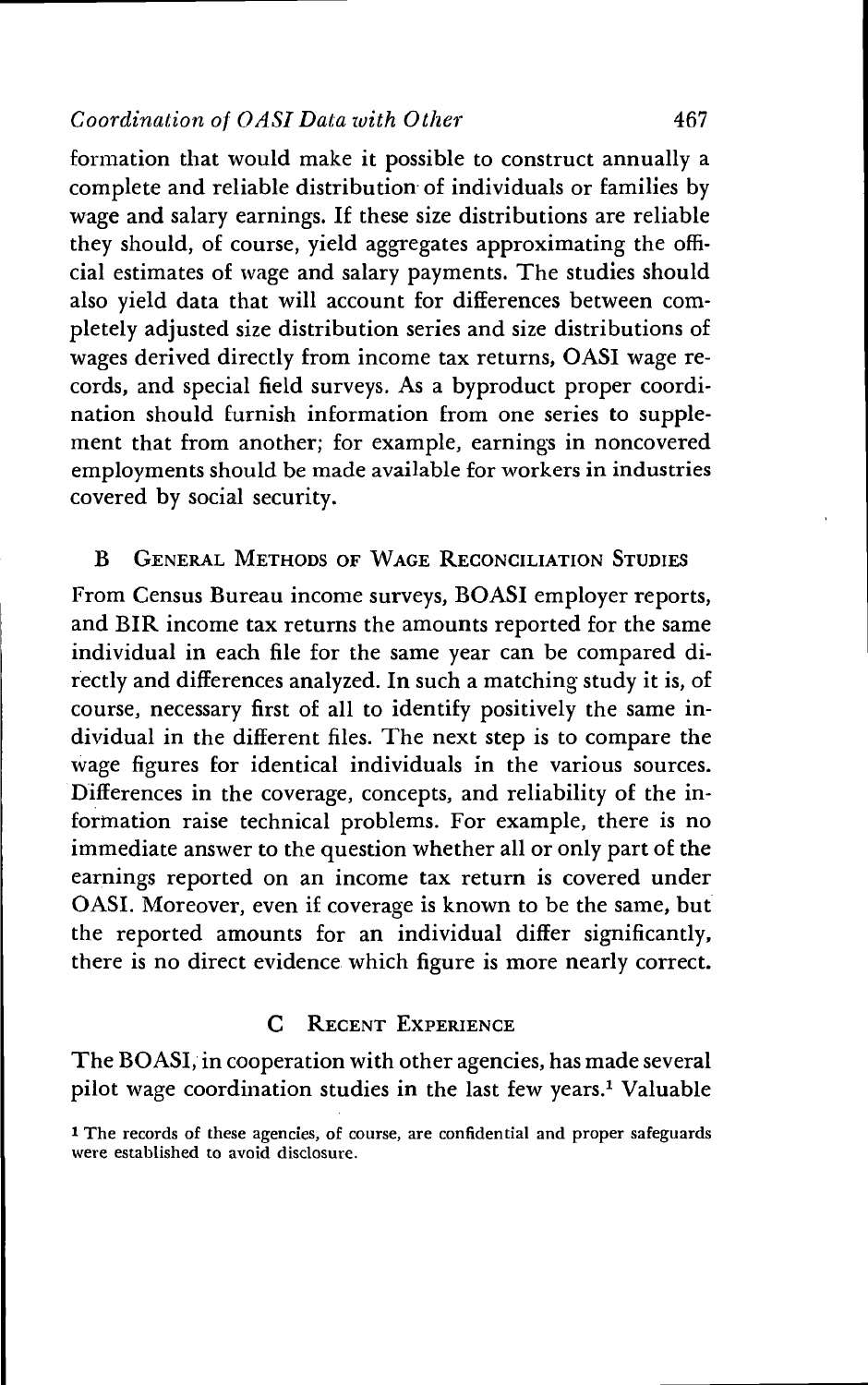formation that would make it possible to construct annually a complete and reliable distribution of individuals or families by wage and salary earnings. If these size distributions are reliable they should, of course, yield aggregates approximating the official estimates of wage and salary payments. The studies should also yield data that will account for differences between completely adjusted size distribution series and size distributions of wages derived directly from income tax returns, OASI wage records, and special field surveys. As a byproduct proper coordination should furnish information from one series to supplement that from another; for example, earnings in noncovered employments should be made available for workers in industries covered by social security.

## B General Methods of Wage Reconciliation Studies

From Census Bureau income surveys, BOASI employer reports, and BIR income tax returns the amounts reported for the same individual in each file for the same year can be compared directly and differences analyzed. In such a matching study it is, of course, necessary first of all to identify positively the same individual in the different files. The next step is to compare the wage figures for identical individuals in the various sources. Differences in the coverage, concepts, and reliability of the information raise technical problems. For example, there is no immediate answer to the question whether all or only part of the earnings reported on an income tax return is covered under OASI. Moreover, even if coverage is known to be the same, but the reported amounts for an individual differ significantly, there is no direct evidence which figure is more nearly correct.

## C Recent Experience

The BOASI, in cooperation with other agencies, has made several pilot wage coordination studies in the last few years.[1] Valuable

[1] The records of these agencies, of course, are confidential and proper safeguards were established to avoid disclosure.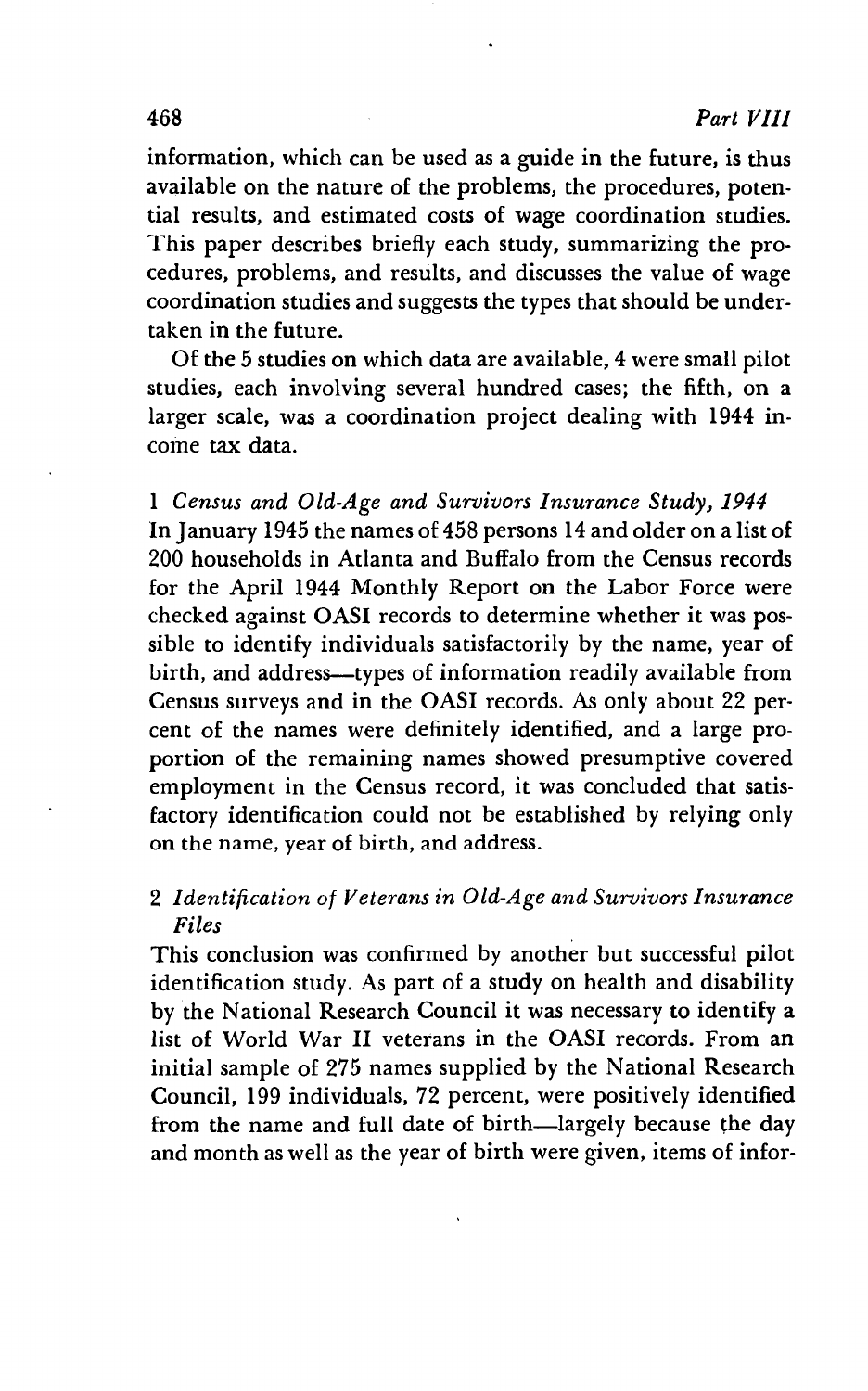information, which can be used as a guide in the future, is thus available on the nature of the problems, the procedures, potential results, and estimated costs of wage coordination studies. This paper describes briefly each study, summarizing the procedures, problems, and results, and discusses the value of wage coordination studies and suggests the types that should be undertaken in the future.

Of the 5 studies on which data are available, 4 were small pilot studies, each involving several hundred cases; the fifth, on a larger scale, was a coordination project dealing with 1944 income tax data.

### 1 *Census and Old-Age and Survivors Insurance Study, 1944*

In January 1945 the names of 458 persons 14 and older on a list of 200 households in Atlanta and Buffalo from the Census records for the April 1944 Monthly Report on the Labor Force were checked against OASI records to determine whether it was possible to identify individuals satisfactorily by the name, year of birth, and address—types of information readily available from Census surveys and in the OASI records. As only about 22 percent of the names were definitely identified, and a large proportion of the remaining names showed presumptive covered employment in the Census record, it was concluded that satisfactory identification could not be established by relying only on the name, year of birth, and address.

### 2 *Identification of Veterans in Old-Age and Survivors Insurance Files*

This conclusion was confirmed by another but successful pilot identification study. As part of a study on health and disability by the National Research Council it was necessary to identify a list of World War II veterans in the OASI records. From an initial sample of 275 names supplied by the National Research Council, 199 individuals, 72 percent, were positively identified from the name and full date of birth—largely because the day and month as well as the year of birth were given, items of infor-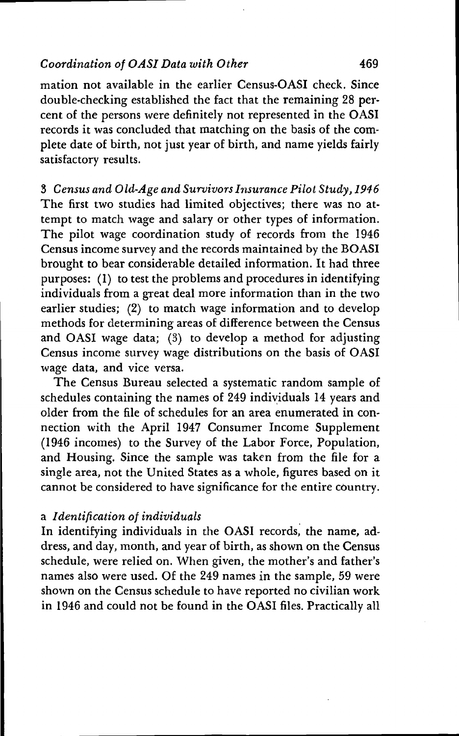mation not available in the earlier Census-OASI check. Since double-checking established the fact that the remaining 28 percent of the persons were definitely not represented in the OASI records it was concluded that matching on the basis of the complete date of birth, not just year of birth, and name yields fairly satisfactory results.

### 3 *Census and Old-Age and Survivors Insurance Pilot Study, 1946*

The first two studies had limited objectives; there was no attempt to match wage and salary or other types of information. The pilot wage coordination study of records from the 1946 Census income survey and the records maintained by the BOASI brought to bear considerable detailed information. It had three purposes: (1) to test the problems and procedures in identifying individuals from a great deal more information than in the two earlier studies; (2) to match wage information and to develop methods for determining areas of difference between the Census and OASI wage data; (3) to develop a method for adjusting Census income survey wage distributions on the basis of OASI wage data, and vice versa.

The Census Bureau selected a systematic random sample of schedules containing the names of 249 individuals 14 years and older from the file of schedules for an area enumerated in connection with the April 1947 Consumer Income Supplement (1946 incomes) to the Survey of the Labor Force, Population, and Housing. Since the sample was taken from the file for a single area, not the United States as a whole, figures based on it cannot be considered to have significance for the entire country.

#### a *Identification of individuals*

In identifying individuals in the OASI records, the name, address, and day, month, and year of birth, as shown on the Census schedule, were relied on. When given, the mother's and father's names also were used. Of the 249 names in the sample, 59 were shown on the Census schedule to have reported no civilian work in 1946 and could not be found in the OASI files. Practically all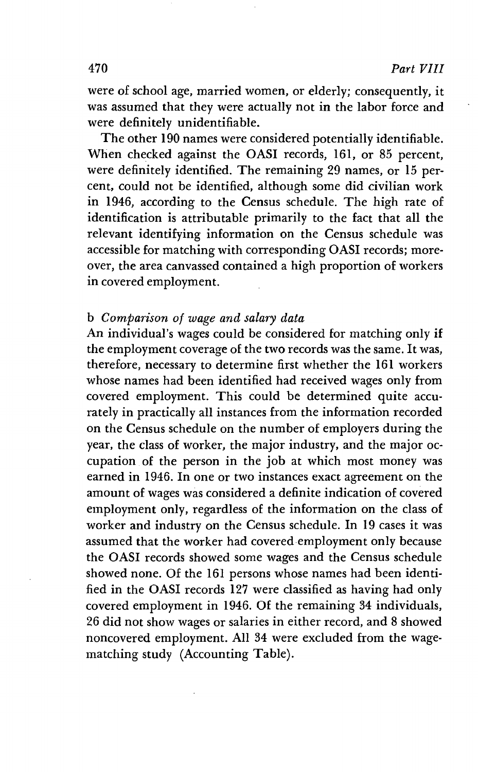were of school age, married women, or elderly; consequently, it was assumed that they were actually not in the labor force and were definitely unidentifiable.

The other 190 names were considered potentially identifiable. When checked against the OASI records, 161, or 85 percent, were definitely identified. The remaining 29 names, or 15 percent, could not be identified, although some did civilian work in 1946, according to the Census schedule. The high rate of identification is attributable primarily to the fact that all the relevant identifying information on the Census schedule was accessible for matching with corresponding OASI records; moreover, the area canvassed contained a high proportion of workers in covered employment.

b *Comparison of wage and salary data*

An individual's wages could be considered for matching only if the employment coverage of the two records was the same. It was, therefore, necessary to determine first whether the 161 workers whose names had been identified had received wages only from covered employment. This could be determined quite accurately in practically all instances from the information recorded on the Census schedule on the number of employers during the year, the class of worker, the major industry, and the major occupation of the person in the job at which most money was earned in 1946. In one or two instances exact agreement on the amount of wages was considered a definite indication of covered employment only, regardless of the information on the class of worker and industry on the Census schedule. In 19 cases it was assumed that the worker had covered employment only because the OASI records showed some wages and the Census schedule showed none. Of the 161 persons whose names had been identified in the OASI records 127 were classified as having had only covered employment in 1946. Of the remaining 34 individuals, 26 did not show wages or salaries in either record, and 8 showed noncovered employment. All 34 were excluded from the wage-matching study (Accounting Table).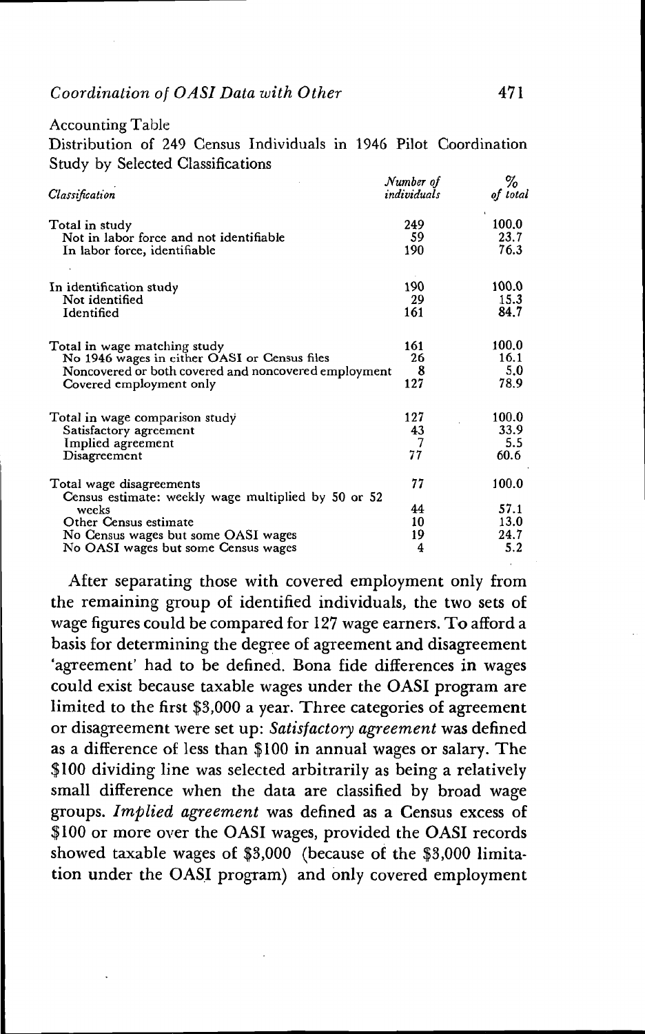Accounting Table

Distribution of 249 Census Individuals in 1946 Pilot Coordination Study by Selected Classifications

| *Classification* | *Number of individuals* | *% of total* |
|---|---|---|
| Total in study | 249 | 100.0 |
| Not in labor force and not identifiable | 59 | 23.7 |
| In labor force, identifiable | 190 | 76.3 |
| | | |
| In identification study | 190 | 100.0 |
| Not identified | 29 | 15.3 |
| Identified | 161 | 84.7 |
| | | |
| Total in wage matching study | 161 | 100.0 |
| No 1946 wages in either OASI or Census files | 26 | 16.1 |
| Noncovered or both covered and noncovered employment | 8 | 5.0 |
| Covered employment only | 127 | 78.9 |
| | | |
| Total in wage comparison study | 127 | 100.0 |
| Satisfactory agreement | 43 | 33.9 |
| Implied agreement | 7 | 5.5 |
| Disagreement | 77 | 60.6 |
| | | |
| Total wage disagreements | 77 | 100.0 |
| Census estimate: weekly wage multiplied by 50 or 52 weeks | 44 | 57.1 |
| Other Census estimate | 10 | 13.0 |
| No Census wages but some OASI wages | 19 | 24.7 |
| No OASI wages but some Census wages | 4 | 5.2 |

After separating those with covered employment only from the remaining group of identified individuals, the two sets of wage figures could be compared for 127 wage earners. To afford a basis for determining the degree of agreement and disagreement 'agreement' had to be defined. Bona fide differences in wages could exist because taxable wages under the OASI program are limited to the first $3,000 a year. Three categories of agreement or disagreement were set up: *Satisfactory agreement* was defined as a difference of less than $100 in annual wages or salary. The $100 dividing line was selected arbitrarily as being a relatively small difference when the data are classified by broad wage groups. *Implied agreement* was defined as a Census excess of $100 or more over the OASI wages, provided the OASI records showed taxable wages of $3,000 (because of the $3,000 limitation under the OASI program) and only covered employment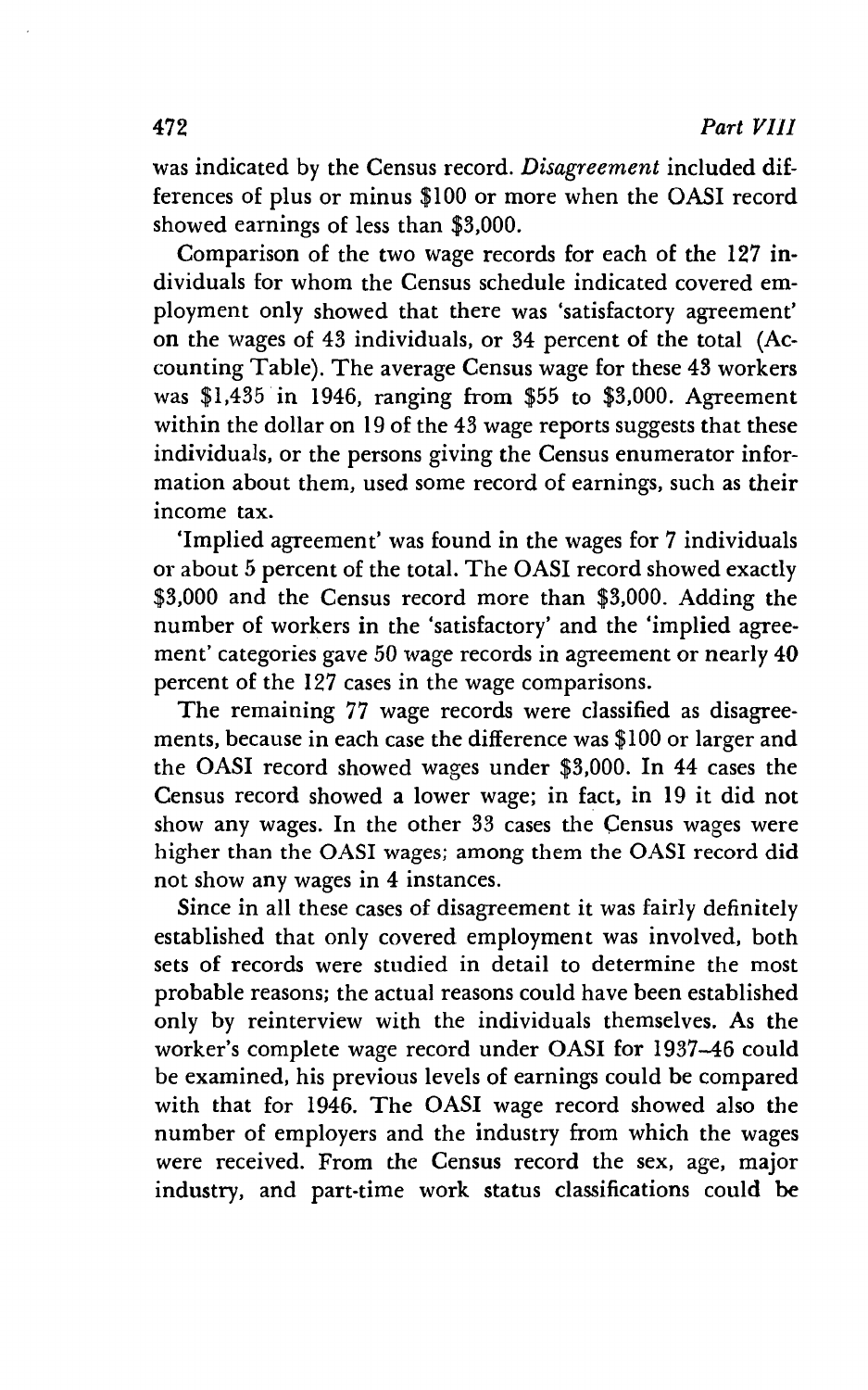was indicated by the Census record. *Disagreement* included differences of plus or minus $100 or more when the OASI record showed earnings of less than $3,000.

Comparison of the two wage records for each of the 127 individuals for whom the Census schedule indicated covered employment only showed that there was 'satisfactory agreement' on the wages of 43 individuals, or 34 percent of the total (Accounting Table). The average Census wage for these 43 workers was $1,435 in 1946, ranging from $55 to $3,000. Agreement within the dollar on 19 of the 43 wage reports suggests that these individuals, or the persons giving the Census enumerator information about them, used some record of earnings, such as their income tax.

'Implied agreement' was found in the wages for 7 individuals or about 5 percent of the total. The OASI record showed exactly $3,000 and the Census record more than $3,000. Adding the number of workers in the 'satisfactory' and the 'implied agreement' categories gave 50 wage records in agreement or nearly 40 percent of the 127 cases in the wage comparisons.

The remaining 77 wage records were classified as disagreements, because in each case the difference was $100 or larger and the OASI record showed wages under $3,000. In 44 cases the Census record showed a lower wage; in fact, in 19 it did not show any wages. In the other 33 cases the Census wages were higher than the OASI wages; among them the OASI record did not show any wages in 4 instances.

Since in all these cases of disagreement it was fairly definitely established that only covered employment was involved, both sets of records were studied in detail to determine the most probable reasons; the actual reasons could have been established only by reinterview with the individuals themselves. As the worker's complete wage record under OASI for 1937–46 could be examined, his previous levels of earnings could be compared with that for 1946. The OASI wage record showed also the number of employers and the industry from which the wages were received. From the Census record the sex, age, major industry, and part-time work status classifications could be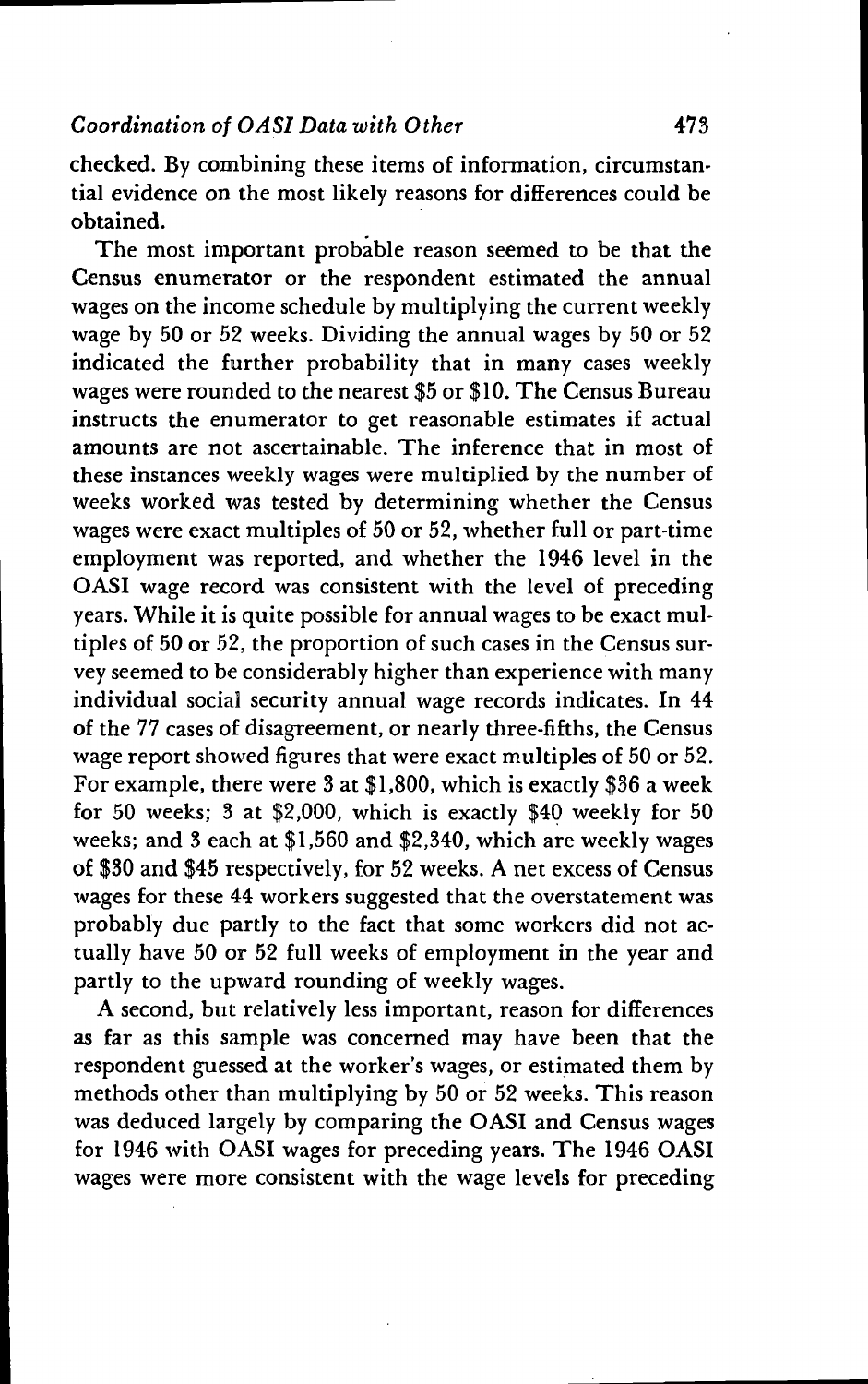checked. By combining these items of information, circumstantial evidence on the most likely reasons for differences could be obtained.

The most important probable reason seemed to be that the Census enumerator or the respondent estimated the annual wages on the income schedule by multiplying the current weekly wage by 50 or 52 weeks. Dividing the annual wages by 50 or 52 indicated the further probability that in many cases weekly wages were rounded to the nearest $5 or $10. The Census Bureau instructs the enumerator to get reasonable estimates if actual amounts are not ascertainable. The inference that in most of these instances weekly wages were multiplied by the number of weeks worked was tested by determining whether the Census wages were exact multiples of 50 or 52, whether full or part-time employment was reported, and whether the 1946 level in the OASI wage record was consistent with the level of preceding years. While it is quite possible for annual wages to be exact multiples of 50 or 52, the proportion of such cases in the Census survey seemed to be considerably higher than experience with many individual social security annual wage records indicates. In 44 of the 77 cases of disagreement, or nearly three-fifths, the Census wage report showed figures that were exact multiples of 50 or 52. For example, there were 3 at $1,800, which is exactly $36 a week for 50 weeks; 3 at $2,000, which is exactly $40 weekly for 50 weeks; and 3 each at $1,560 and $2,340, which are weekly wages of $30 and $45 respectively, for 52 weeks. A net excess of Census wages for these 44 workers suggested that the overstatement was probably due partly to the fact that some workers did not actually have 50 or 52 full weeks of employment in the year and partly to the upward rounding of weekly wages.

A second, but relatively less important, reason for differences as far as this sample was concerned may have been that the respondent guessed at the worker's wages, or estimated them by methods other than multiplying by 50 or 52 weeks. This reason was deduced largely by comparing the OASI and Census wages for 1946 with OASI wages for preceding years. The 1946 OASI wages were more consistent with the wage levels for preceding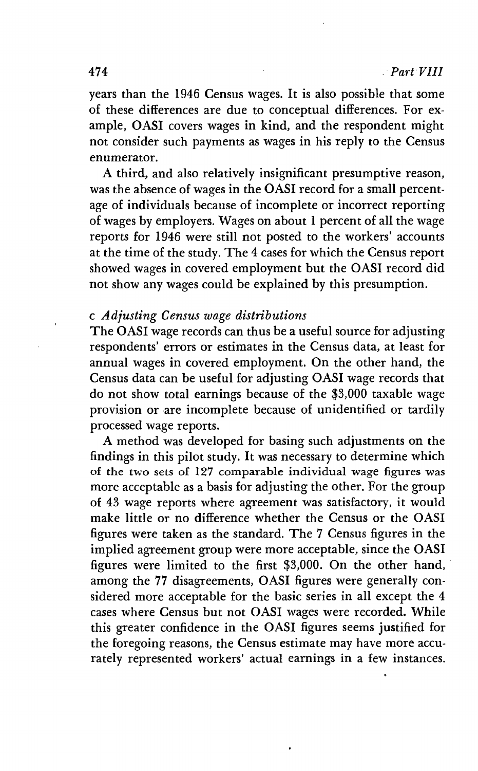years than the 1946 Census wages. It is also possible that some of these differences are due to conceptual differences. For example, OASI covers wages in kind, and the respondent might not consider such payments as wages in his reply to the Census enumerator.

A third, and also relatively insignificant presumptive reason, was the absence of wages in the OASI record for a small percentage of individuals because of incomplete or incorrect reporting of wages by employers. Wages on about 1 percent of all the wage reports for 1946 were still not posted to the workers' accounts at the time of the study. The 4 cases for which the Census report showed wages in covered employment but the OASI record did not show any wages could be explained by this presumption.

### c *Adjusting Census wage distributions*

The OASI wage records can thus be a useful source for adjusting respondents' errors or estimates in the Census data, at least for annual wages in covered employment. On the other hand, the Census data can be useful for adjusting OASI wage records that do not show total earnings because of the $3,000 taxable wage provision or are incomplete because of unidentified or tardily processed wage reports.

A method was developed for basing such adjustments on the findings in this pilot study. It was necessary to determine which of the two sets of 127 comparable individual wage figures was more acceptable as a basis for adjusting the other. For the group of 43 wage reports where agreement was satisfactory, it would make little or no difference whether the Census or the OASI figures were taken as the standard. The 7 Census figures in the implied agreement group were more acceptable, since the OASI figures were limited to the first $3,000. On the other hand, among the 77 disagreements, OASI figures were generally considered more acceptable for the basic series in all except the 4 cases where Census but not OASI wages were recorded. While this greater confidence in the OASI figures seems justified for the foregoing reasons, the Census estimate may have more accurately represented workers' actual earnings in a few instances.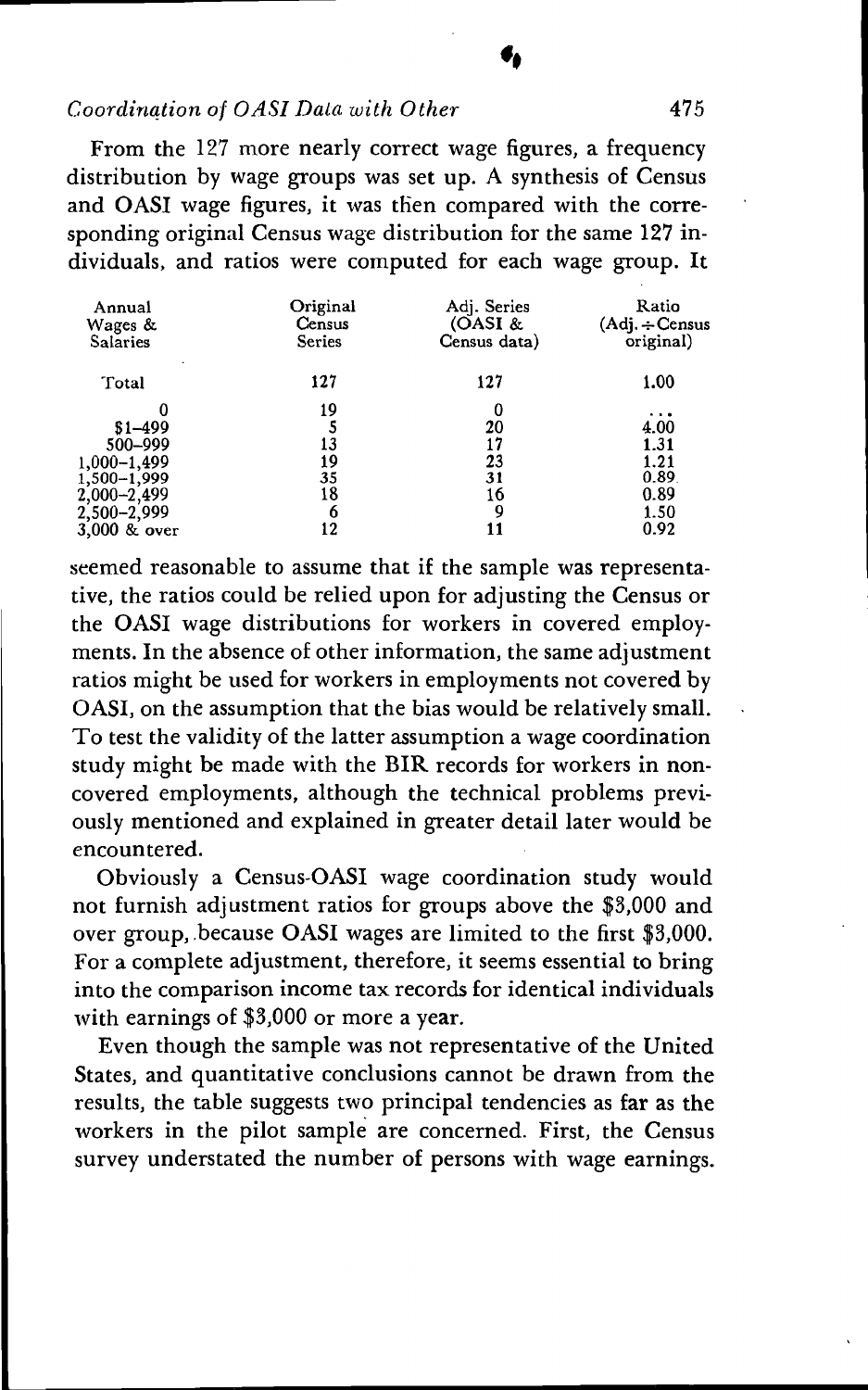From the 127 more nearly correct wage figures, a frequency distribution by wage groups was set up. A synthesis of Census and OASI wage figures, it was then compared with the corresponding original Census wage distribution for the same 127 individuals, and ratios were computed for each wage group. It

| Annual Wages & Salaries | Original Census Series | Adj. Series (OASI & Census data) | Ratio (Adj. ÷ Census original) |
|---|---|---|---|
| Total | 127 | 127 | 1.00 |
| 0 | 19 | 0 | . . . |
| $1–499 | 5 | 20 | 4.00 |
| 500–999 | 13 | 17 | 1.31 |
| 1,000–1,499 | 19 | 23 | 1.21 |
| 1,500–1,999 | 35 | 31 | 0.89 |
| 2,000–2,499 | 18 | 16 | 0.89 |
| 2,500–2,999 | 6 | 9 | 1.50 |
| 3,000 & over | 12 | 11 | 0.92 |

seemed reasonable to assume that if the sample was representative, the ratios could be relied upon for adjusting the Census or the OASI wage distributions for workers in covered employments. In the absence of other information, the same adjustment ratios might be used for workers in employments not covered by OASI, on the assumption that the bias would be relatively small. To test the validity of the latter assumption a wage coordination study might be made with the BIR records for workers in non-covered employments, although the technical problems previously mentioned and explained in greater detail later would be encountered.

Obviously a Census-OASI wage coordination study would not furnish adjustment ratios for groups above the $3,000 and over group, because OASI wages are limited to the first $3,000. For a complete adjustment, therefore, it seems essential to bring into the comparison income tax records for identical individuals with earnings of $3,000 or more a year.

Even though the sample was not representative of the United States, and quantitative conclusions cannot be drawn from the results, the table suggests two principal tendencies as far as the workers in the pilot sample are concerned. First, the Census survey understated the number of persons with wage earnings.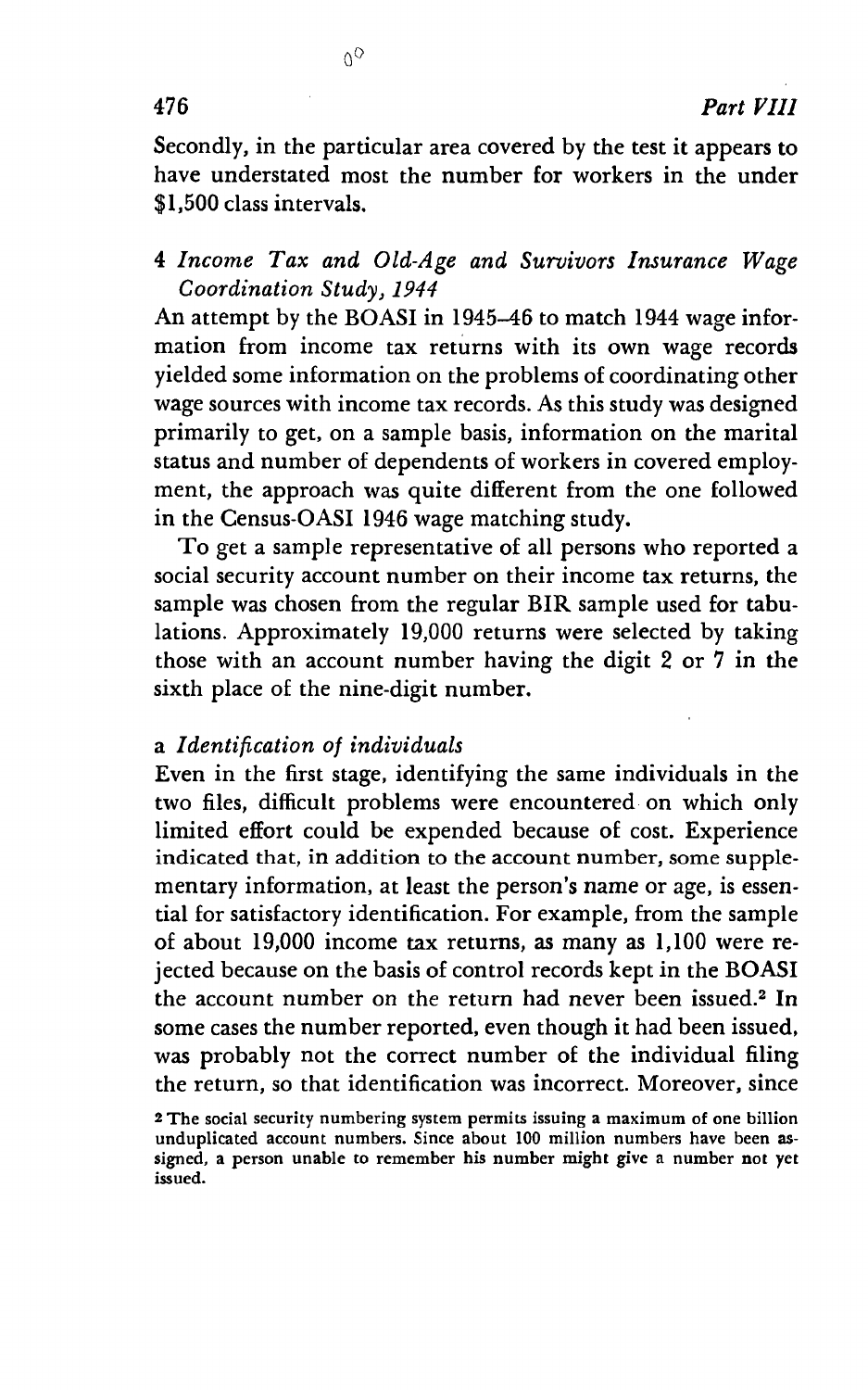Secondly, in the particular area covered by the test it appears to have understated most the number for workers in the under $1,500 class intervals.

### 4 *Income Tax and Old-Age and Survivors Insurance Wage Coordination Study, 1944*

An attempt by the BOASI in 1945–46 to match 1944 wage information from income tax returns with its own wage records yielded some information on the problems of coordinating other wage sources with income tax records. As this study was designed primarily to get, on a sample basis, information on the marital status and number of dependents of workers in covered employment, the approach was quite different from the one followed in the Census-OASI 1946 wage matching study.

To get a sample representative of all persons who reported a social security account number on their income tax returns, the sample was chosen from the regular BIR sample used for tabulations. Approximately 19,000 returns were selected by taking those with an account number having the digit 2 or 7 in the sixth place of the nine-digit number.

#### a *Identification of individuals*

Even in the first stage, identifying the same individuals in the two files, difficult problems were encountered on which only limited effort could be expended because of cost. Experience indicated that, in addition to the account number, some supplementary information, at least the person's name or age, is essential for satisfactory identification. For example, from the sample of about 19,000 income tax returns, as many as 1,100 were rejected because on the basis of control records kept in the BOASI the account number on the return had never been issued.[2] In some cases the number reported, even though it had been issued, was probably not the correct number of the individual filing the return, so that identification was incorrect. Moreover, since

[2] The social security numbering system permits issuing a maximum of one billion unduplicated account numbers. Since about 100 million numbers have been assigned, a person unable to remember his number might give a number not yet issued.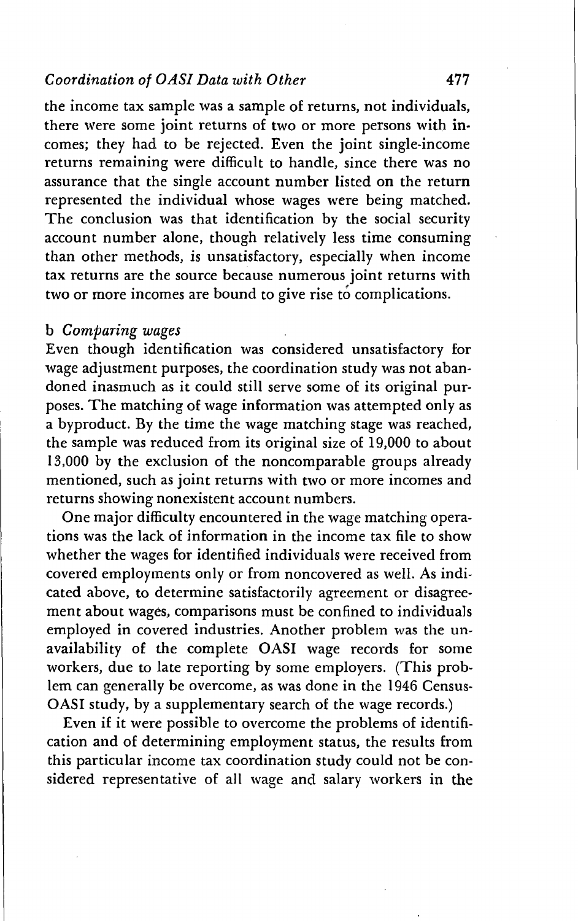the income tax sample was a sample of returns, not individuals, there were some joint returns of two or more persons with incomes; they had to be rejected. Even the joint single-income returns remaining were difficult to handle, since there was no assurance that the single account number listed on the return represented the individual whose wages were being matched. The conclusion was that identification by the social security account number alone, though relatively less time consuming than other methods, is unsatisfactory, especially when income tax returns are the source because numerous joint returns with two or more incomes are bound to give rise to complications.

### b *Comparing wages*

Even though identification was considered unsatisfactory for wage adjustment purposes, the coordination study was not abandoned inasmuch as it could still serve some of its original purposes. The matching of wage information was attempted only as a byproduct. By the time the wage matching stage was reached, the sample was reduced from its original size of 19,000 to about 13,000 by the exclusion of the noncomparable groups already mentioned, such as joint returns with two or more incomes and returns showing nonexistent account numbers.

One major difficulty encountered in the wage matching operations was the lack of information in the income tax file to show whether the wages for identified individuals were received from covered employments only or from noncovered as well. As indicated above, to determine satisfactorily agreement or disagreement about wages, comparisons must be confined to individuals employed in covered industries. Another problem was the unavailability of the complete OASI wage records for some workers, due to late reporting by some employers. (This problem can generally be overcome, as was done in the 1946 Census-OASI study, by a supplementary search of the wage records.)

Even if it were possible to overcome the problems of identification and of determining employment status, the results from this particular income tax coordination study could not be considered representative of all wage and salary workers in the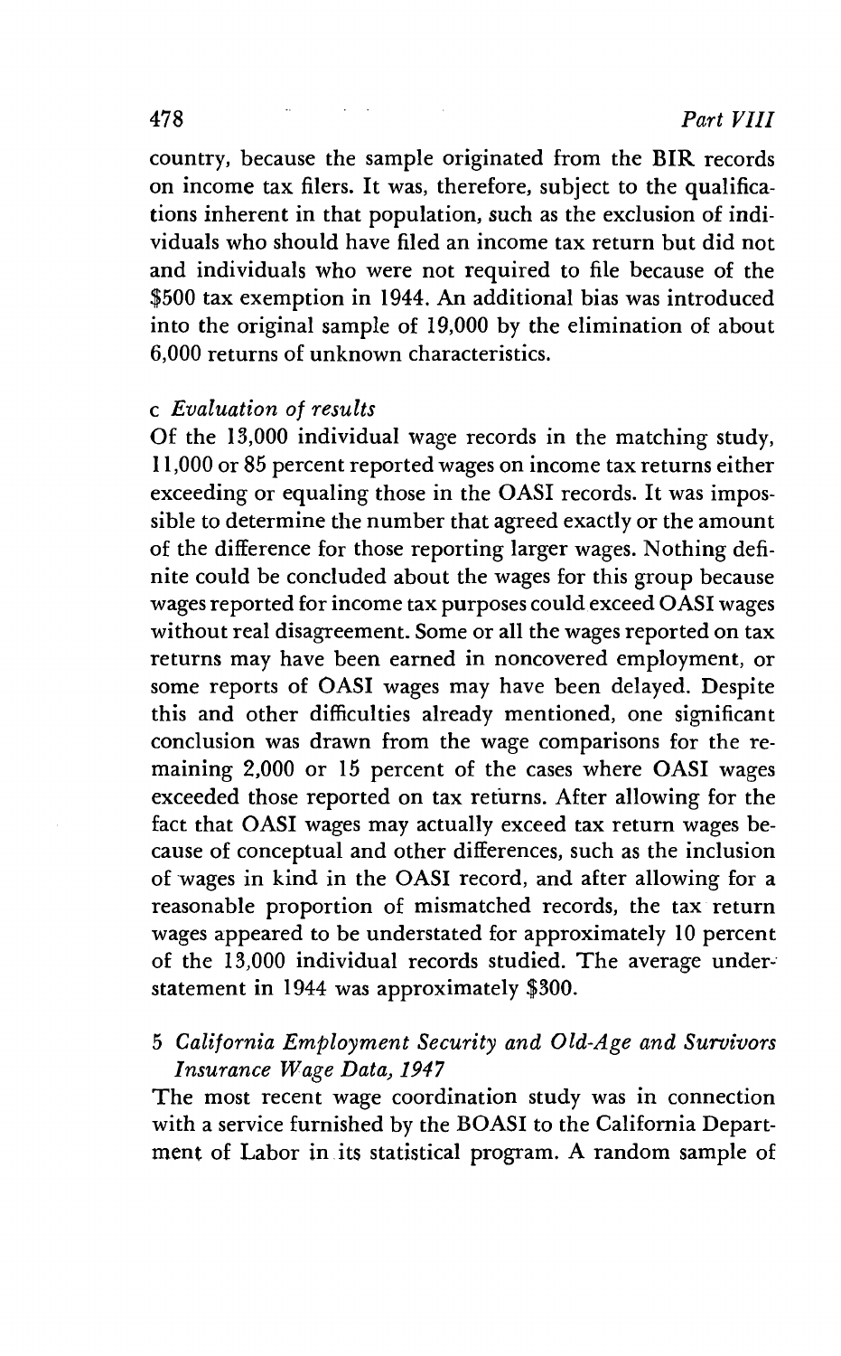country, because the sample originated from the BIR records on income tax filers. It was, therefore, subject to the qualifications inherent in that population, such as the exclusion of individuals who should have filed an income tax return but did not and individuals who were not required to file because of the $500 tax exemption in 1944. An additional bias was introduced into the original sample of 19,000 by the elimination of about 6,000 returns of unknown characteristics.

### c *Evaluation of results*

Of the 13,000 individual wage records in the matching study, 11,000 or 85 percent reported wages on income tax returns either exceeding or equaling those in the OASI records. It was impossible to determine the number that agreed exactly or the amount of the difference for those reporting larger wages. Nothing definite could be concluded about the wages for this group because wages reported for income tax purposes could exceed OASI wages without real disagreement. Some or all the wages reported on tax returns may have been earned in noncovered employment, or some reports of OASI wages may have been delayed. Despite this and other difficulties already mentioned, one significant conclusion was drawn from the wage comparisons for the remaining 2,000 or 15 percent of the cases where OASI wages exceeded those reported on tax returns. After allowing for the fact that OASI wages may actually exceed tax return wages because of conceptual and other differences, such as the inclusion of wages in kind in the OASI record, and after allowing for a reasonable proportion of mismatched records, the tax return wages appeared to be understated for approximately 10 percent of the 13,000 individual records studied. The average understatement in 1944 was approximately $300.

## 5 *California Employment Security and Old-Age and Survivors Insurance Wage Data, 1947*

The most recent wage coordination study was in connection with a service furnished by the BOASI to the California Department of Labor in its statistical program. A random sample of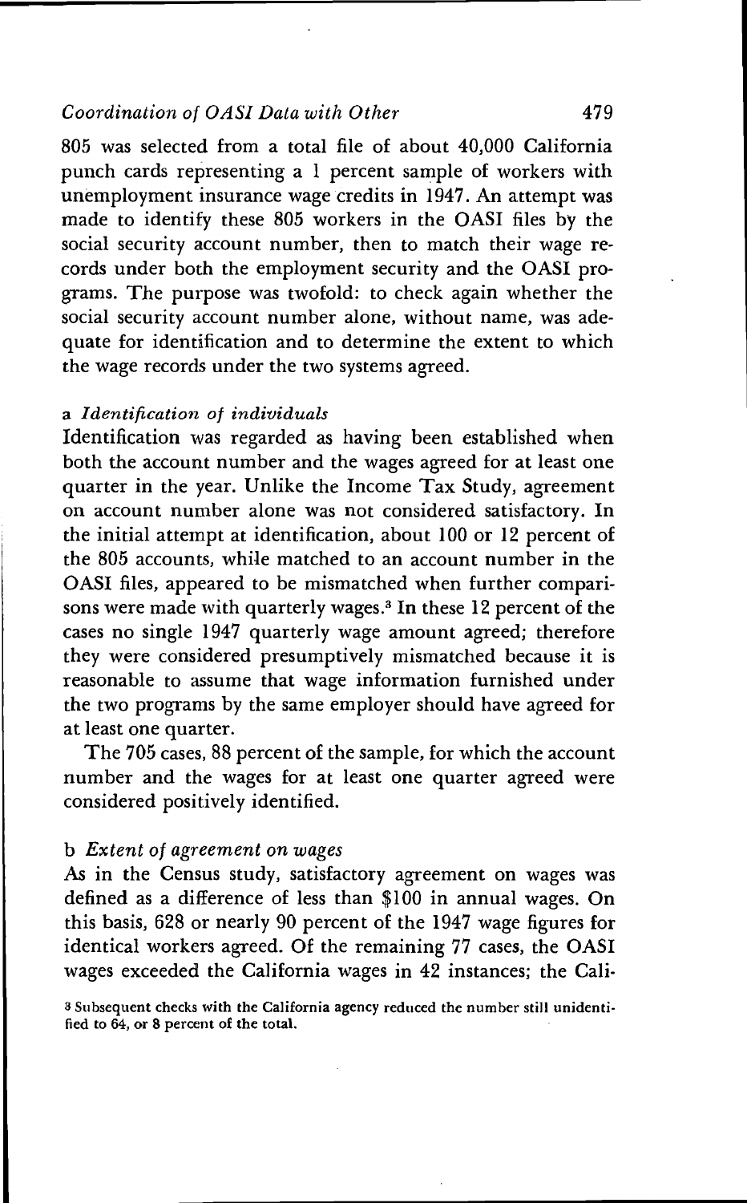805 was selected from a total file of about 40,000 California punch cards representing a 1 percent sample of workers with unemployment insurance wage credits in 1947. An attempt was made to identify these 805 workers in the OASI files by the social security account number, then to match their wage records under both the employment security and the OASI programs. The purpose was twofold: to check again whether the social security account number alone, without name, was adequate for identification and to determine the extent to which the wage records under the two systems agreed.

### a *Identification of individuals*

Identification was regarded as having been established when both the account number and the wages agreed for at least one quarter in the year. Unlike the Income Tax Study, agreement on account number alone was not considered satisfactory. In the initial attempt at identification, about 100 or 12 percent of the 805 accounts, while matched to an account number in the OASI files, appeared to be mismatched when further comparisons were made with quarterly wages.[3] In these 12 percent of the cases no single 1947 quarterly wage amount agreed; therefore they were considered presumptively mismatched because it is reasonable to assume that wage information furnished under the two programs by the same employer should have agreed for at least one quarter.

The 705 cases, 88 percent of the sample, for which the account number and the wages for at least one quarter agreed were considered positively identified.

### b *Extent of agreement on wages*

As in the Census study, satisfactory agreement on wages was defined as a difference of less than $100 in annual wages. On this basis, 628 or nearly 90 percent of the 1947 wage figures for identical workers agreed. Of the remaining 77 cases, the OASI wages exceeded the California wages in 42 instances; the Cali-

[3] Subsequent checks with the California agency reduced the number still unidentified to 64, or 8 percent of the total.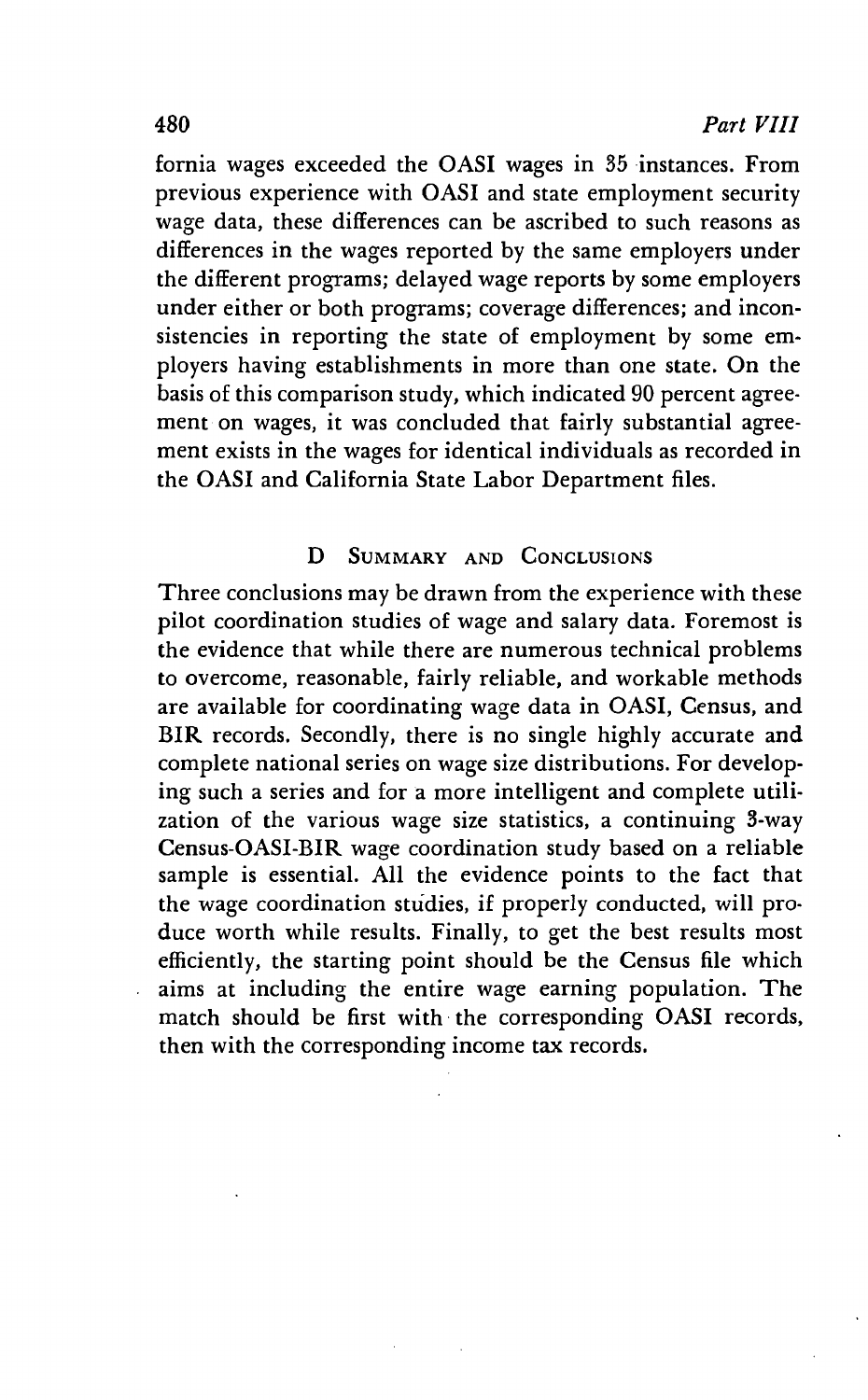fornia wages exceeded the OASI wages in 35 instances. From previous experience with OASI and state employment security wage data, these differences can be ascribed to such reasons as differences in the wages reported by the same employers under the different programs; delayed wage reports by some employers under either or both programs; coverage differences; and inconsistencies in reporting the state of employment by some employers having establishments in more than one state. On the basis of this comparison study, which indicated 90 percent agreement on wages, it was concluded that fairly substantial agreement exists in the wages for identical individuals as recorded in the OASI and California State Labor Department files.

## D Summary and Conclusions

Three conclusions may be drawn from the experience with these pilot coordination studies of wage and salary data. Foremost is the evidence that while there are numerous technical problems to overcome, reasonable, fairly reliable, and workable methods are available for coordinating wage data in OASI, Census, and BIR records. Secondly, there is no single highly accurate and complete national series on wage size distributions. For developing such a series and for a more intelligent and complete utilization of the various wage size statistics, a continuing 3-way Census-OASI-BIR wage coordination study based on a reliable sample is essential. All the evidence points to the fact that the wage coordination studies, if properly conducted, will produce worth while results. Finally, to get the best results most efficiently, the starting point should be the Census file which aims at including the entire wage earning population. The match should be first with the corresponding OASI records, then with the corresponding income tax records.